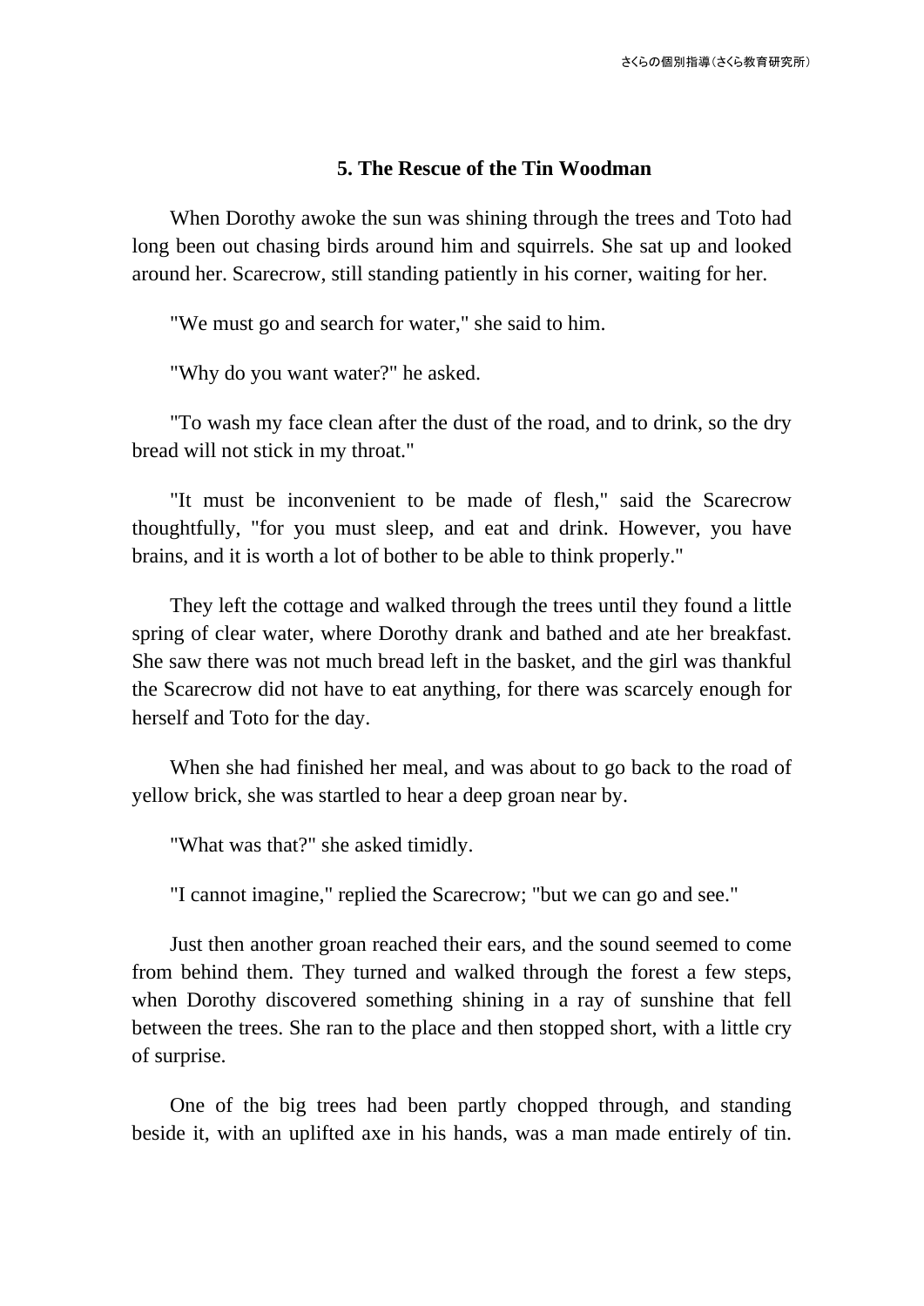## 5. The Rescue of the Tin Woodman

When Dorothy awoke the sun was shining through the trees and Toto had long been out chasing birds around him and squirrels. She sat up and looked around her. Scarecrow, still standing patiently in his corner, waiting for her.

"We must go and search for water," she said to him.

"Why do you want water?" he asked.

"To wash my face clean after the dust of the road, and to drink, so the dry bread will not stick in my throat."

"It must be inconvenient to be made of flesh," said the Scarecrow thoughtfully, "for you must sleep, and eat and drink. However, you have brains, and it is worth a lot of bother to be able to think properly."

They left the cottage and walked through the trees until they found a little spring of clear water, where Dorothy drank and bathed and ate her breakfast. She saw there was not much bread left in the basket, and the girl was thankful the Scarecrow did not have to eat anything, for there was scarcely enough for herself and Toto for the day.

When she had finished her meal, and was about to go back to the road of yellow brick, she was startled to hear a deep groan near by.

"What was that?" she asked timidly.

"I cannot imagine," replied the Scarecrow; "but we can go and see."

Just then another groan reached their ears, and the sound seemed to come from behind them. They turned and walked through the forest a few steps, when Dorothy discovered something shining in a ray of sunshine that fell between the trees. She ran to the place and then stopped short, with a little cry of surprise.

One of the big trees had been partly chopped through, and standing beside it, with an uplifted axe in his hands, was a man made entirely of tin.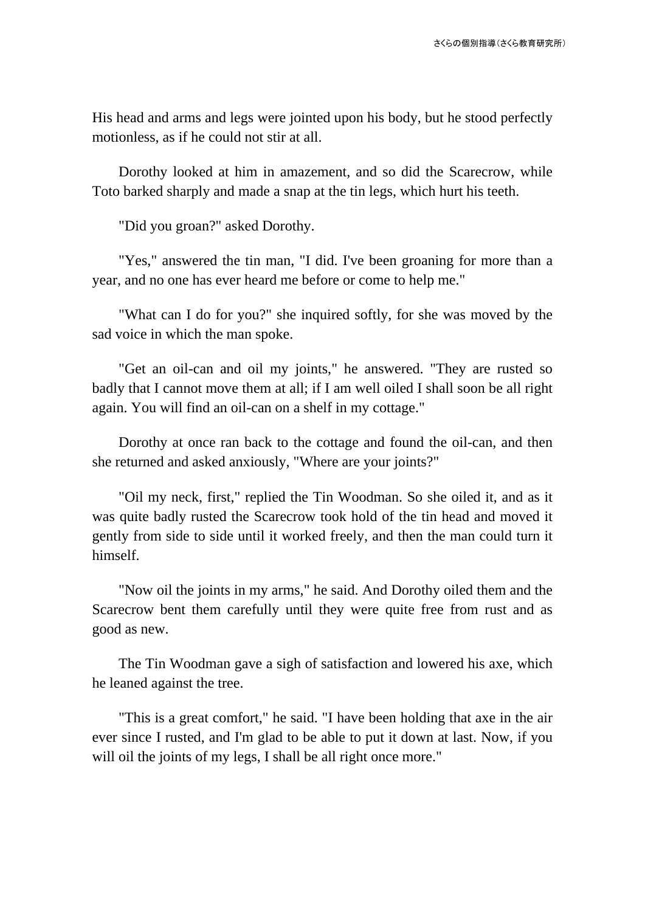His head and arms and legs were jointed upon his body, but he stood perfectly motionless, as if he could not stir at all.

Dorothy looked at him in amazement, and so did the Scarecrow, while Toto barked sharply and made a snap at the tin legs, which hurt his teeth.

"Did you groan?" asked Dorothy.

"Yes," answered the tin man, "I did. I've been groaning for more than a year, and no one has ever heard me before or come to help me."

"What can I do for you?" she inquired softly, for she was moved by the sad voice in which the man spoke.

"Get an oil-can and oil my joints," he answered. "They are rusted so badly that I cannot move them at all; if I am well oiled I shall soon be all right again. You will find an oil-can on a shelf in my cottage."

Dorothy at once ran back to the cottage and found the oil-can, and then she returned and asked anxiously, "Where are your joints?"

"Oil my neck, first," replied the Tin Woodman. So she oiled it, and as it was quite badly rusted the Scarecrow took hold of the tin head and moved it gently from side to side until it worked freely, and then the man could turn it himself.

"Now oil the joints in my arms," he said. And Dorothy oiled them and the Scarecrow bent them carefully until they were quite free from rust and as good as new.

The Tin Woodman gave a sigh of satisfaction and lowered his axe, which he leaned against the tree.

"This is a great comfort," he said. "I have been holding that axe in the air ever since I rusted, and I'm glad to be able to put it down at last. Now, if you will oil the joints of my legs, I shall be all right once more."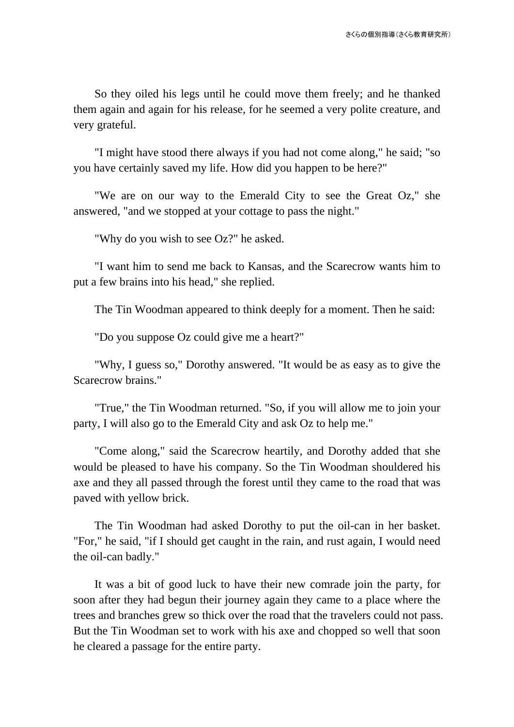So they oiled his legs until he could move them freely; and he thanked them again and again for his release, for he seemed a very polite creature, and very grateful.

"I might have stood there always if you had not come along," he said; "so you have certainly saved my life. How did you happen to be here?"

"We are on our way to the Emerald City to see the Great Oz," she answered, "and we stopped at your cottage to pass the night."

"Why do you wish to see Oz?" he asked.

"I want him to send me back to Kansas, and the Scarecrow wants him to put a few brains into his head," she replied.

The Tin Woodman appeared to think deeply for a moment. Then he said:

"Do you suppose Oz could give me a heart?"

"Why, I guess so," Dorothy answered. "It would be as easy as to give the Scarecrow brains."

"True," the Tin Woodman returned. "So, if you will allow me to join your party, I will also go to the Emerald City and ask Oz to help me."

"Come along," said the Scarecrow heartily, and Dorothy added that she would be pleased to have his company. So the Tin Woodman shouldered his axe and they all passed through the forest until they came to the road that was paved with yellow brick.

The Tin Woodman had asked Dorothy to put the oil-can in her basket. "For," he said, "if I should get caught in the rain, and rust again, I would need the oil-can badly."

It was a bit of good luck to have their new comrade join the party, for soon after they had begun their journey again they came to a place where the trees and branches grew so thick over the road that the travelers could not pass. But the Tin Woodman set to work with his axe and chopped so well that soon he cleared a passage for the entire party.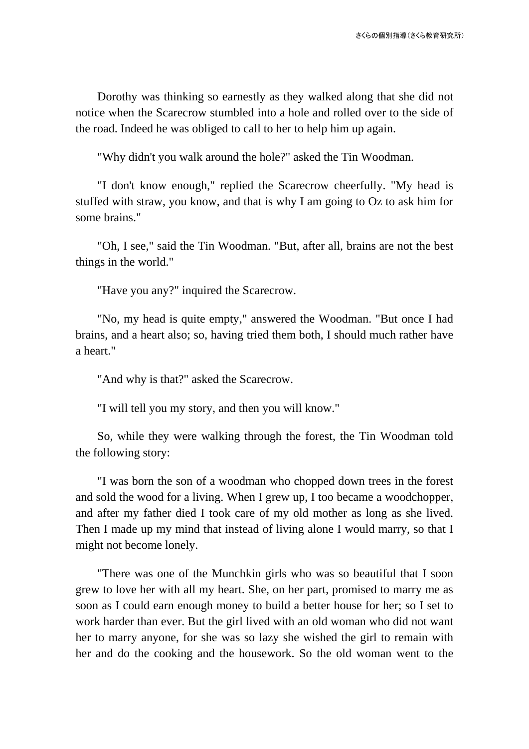Dorothy was thinking so earnestly as they walked along that she did not notice when the Scarecrow stumbled into a hole and rolled over to the side of the road. Indeed he was obliged to call to her to help him up again.

"Why didn't you walk around the hole?" asked the Tin Woodman.

"I don't know enough," replied the Scarecrow cheerfully. "My head is stuffed with straw, you know, and that is why I am going to Oz to ask him for some brains."

"Oh, I see," said the Tin Woodman. "But, after all, brains are not the best things in the world."

"Have you any?" inquired the Scarecrow.

"No, my head is quite empty," answered the Woodman. "But once I had brains, and a heart also; so, having tried them both, I should much rather have a heart."

"And why is that?" asked the Scarecrow.

"I will tell you my story, and then you will know."

So, while they were walking through the forest, the Tin Woodman told the following story:

"I was born the son of a woodman who chopped down trees in the forest and sold the wood for a living. When I grew up, I too became a woodchopper, and after my father died I took care of my old mother as long as she lived. Then I made up my mind that instead of living alone I would marry, so that I might not become lonely.

"There was one of the Munchkin girls who was so beautiful that I soon grew to love her with all my heart. She, on her part, promised to marry me as soon as I could earn enough money to build a better house for her; so I set to work harder than ever. But the girl lived with an old woman who did not want her to marry anyone, for she was so lazy she wished the girl to remain with her and do the cooking and the housework. So the old woman went to the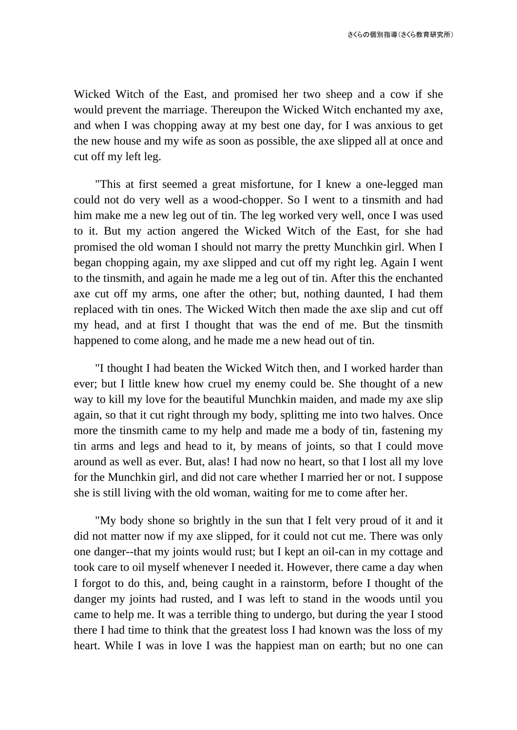Wicked Witch of the East, and promised her two sheep and a cow if she would prevent the marriage. Thereupon the Wicked Witch enchanted my axe, and when I was chopping away at my best one day, for I was anxious to get the new house and my wife as soon as possible, the axe slipped all at once and cut off my left leg.

"This at first seemed a great misfortune, for I knew a one-legged man could not do very well as a wood-chopper. So I went to a tinsmith and had him make me a new leg out of tin. The leg worked very well, once I was used to it. But my action angered the Wicked Witch of the East, for she had promised the old woman I should not marry the pretty Munchkin girl. When I began chopping again, my axe slipped and cut off my right leg. Again I went to the tinsmith, and again he made me a leg out of tin. After this the enchanted axe cut off my arms, one after the other; but, nothing daunted, I had them replaced with tin ones. The Wicked Witch then made the axe slip and cut off my head, and at first I thought that was the end of me. But the tinsmith happened to come along, and he made me a new head out of tin.

"I thought I had beaten the Wicked Witch then, and I worked harder than ever; but I little knew how cruel my enemy could be. She thought of a new way to kill my love for the beautiful Munchkin maiden, and made my axe slip again, so that it cut right through my body, splitting me into two halves. Once more the tinsmith came to my help and made me a body of tin, fastening my tin arms and legs and head to it, by means of joints, so that I could move around as well as ever. But, alas! I had now no heart, so that I lost all my love for the Munchkin girl, and did not care whether I married her or not. I suppose she is still living with the old woman, waiting for me to come after her.

"My body shone so brightly in the sun that I felt very proud of it and it did not matter now if my axe slipped, for it could not cut me. There was only one danger--that my joints would rust; but I kept an oil-can in my cottage and took care to oil myself whenever I needed it. However, there came a day when I forgot to do this, and, being caught in a rainstorm, before I thought of the danger my joints had rusted, and I was left to stand in the woods until you came to help me. It was a terrible thing to undergo, but during the year I stood there I had time to think that the greatest loss I had known was the loss of my heart. While I was in love I was the happiest man on earth; but no one can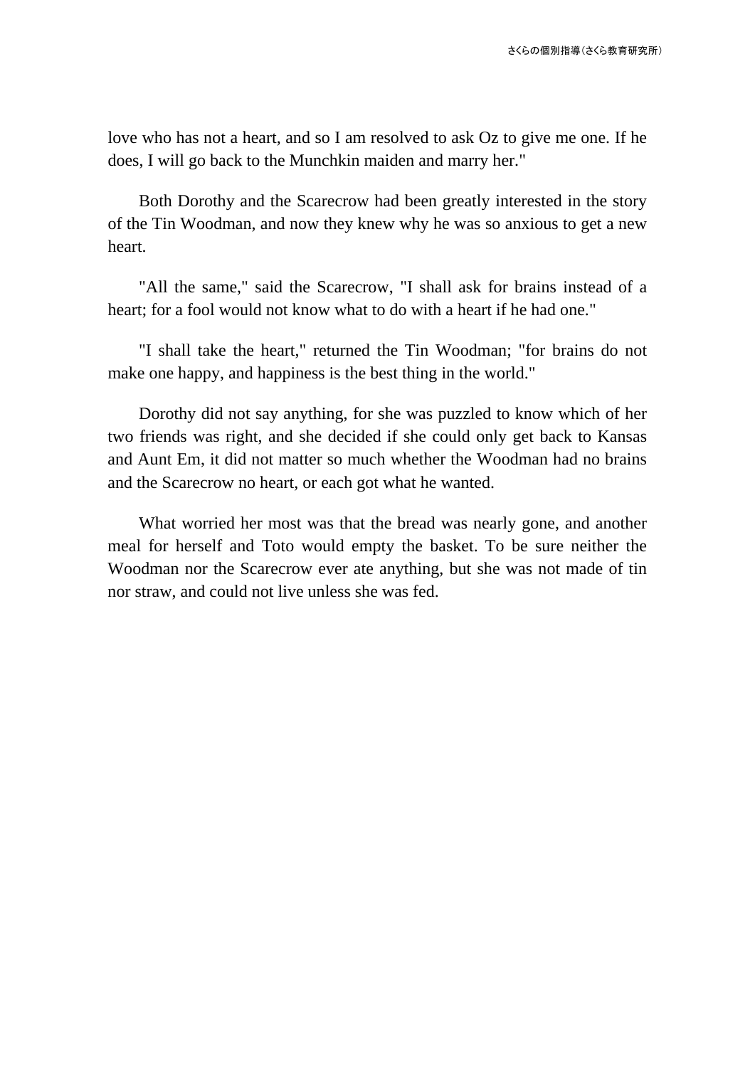love who has not a heart, and so I am resolved to ask Oz to give me one. If he does, I will go back to the Munchkin maiden and marry her."

Both Dorothy and the Scarecrow had been greatly interested in the story of the Tin Woodman, and now they knew why he was so anxious to get a new heart.

"All the same," said the Scarecrow, "I shall ask for brains instead of a heart; for a fool would not know what to do with a heart if he had one."

"I shall take the heart," returned the Tin Woodman; "for brains do not make one happy, and happiness is the best thing in the world."

Dorothy did not say anything, for she was puzzled to know which of her two friends was right, and she decided if she could only get back to Kansas and Aunt Em, it did not matter so much whether the Woodman had no brains and the Scarecrow no heart, or each got what he wanted.

What worried her most was that the bread was nearly gone, and another meal for herself and Toto would empty the basket. To be sure neither the Woodman nor the Scarecrow ever ate anything, but she was not made of tin nor straw, and could not live unless she was fed.